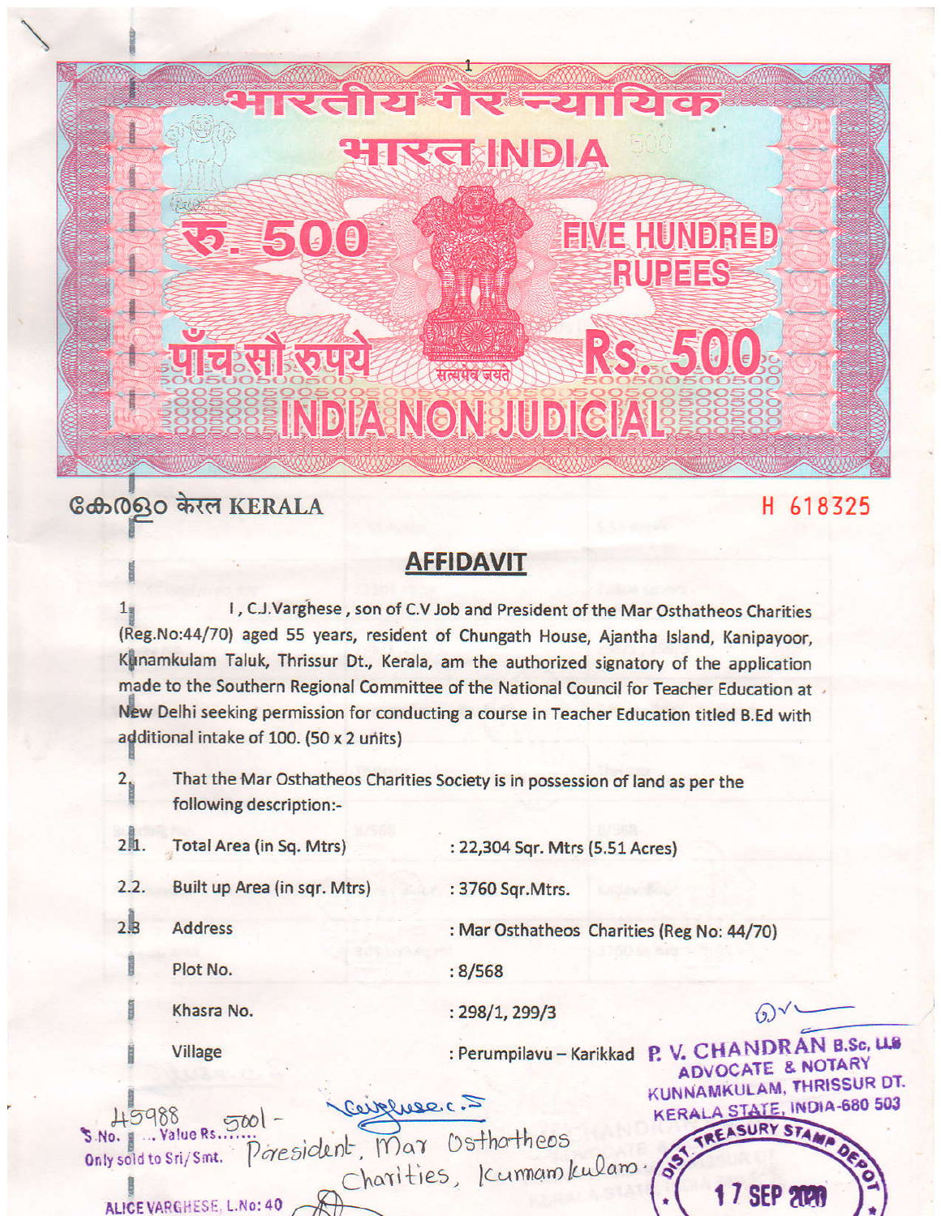भारतीय गैर न्यायिक

भारत INDIA

रु. 500 FIVE HUNDRED RUPEES

पाँच सौ रुपये Rs. 500

सत्यमेव जयते

INDIA NON JUDICIAL

കേരളം केरल KERALA H 618325

## AFFIDAVIT

1. I, C.J.Varghese, son of C.V Job and President of the Mar Osthatheos Charities (Reg.No:44/70) aged 55 years, resident of Chungath House, Ajantha Island, Kanipayoor, Kunamkulam Taluk, Thrissur Dt., Kerala, am the authorized signatory of the application made to the Southern Regional Committee of the National Council for Teacher Education at New Delhi seeking permission for conducting a course in Teacher Education titled B.Ed with additional intake of 100. (50 x 2 units)

2. That the Mar Osthatheos Charities Society is in possession of land as per the following description:-

| | | |
|---|---|---|
| 2.1. | Total Area (in Sq. Mtrs) | : 22,304 Sqr. Mtrs (5.51 Acres) |
| 2.2. | Built up Area (in sqr. Mtrs) | : 3760 Sqr.Mtrs. |
| 2.3 | Address | : Mar Osthatheos Charities (Reg No: 44/70) |
| | Plot No. | : 8/568 |
| | Khasra No. | : 298/1, 299/3 |
| | Village | : Perumpilavu – Karikkad |

P. V. CHANDRAN B.Sc, LLB
ADVOCATE & NOTARY
KUNNAMKULAM, THRISSUR DT.
KERALA STATE, INDIA-680 503

S.No. 45988 Value Rs. 500/-
Only sold to Sri/Smt. President, Mar Osthatheos Charities, Kunnamkulam.

ALICE VARGHESE, L.No: 40

DIST. TREASURY STAMP DEPOT
17 SEP 2020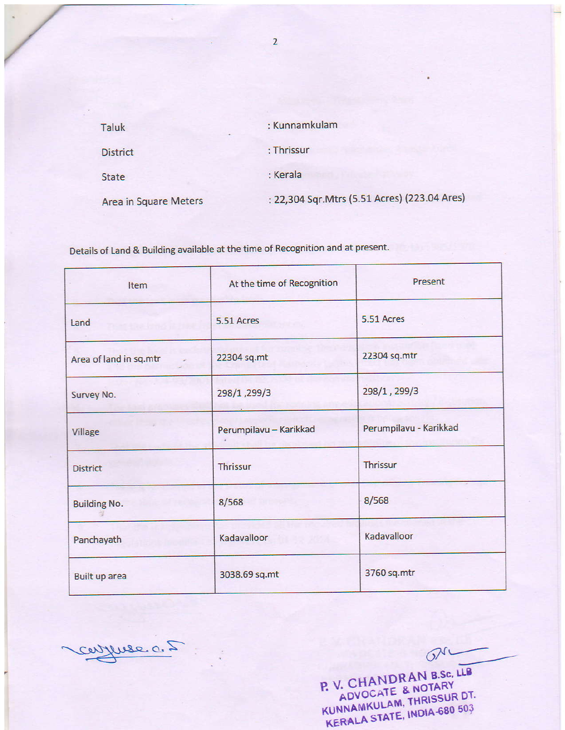Taluk : Kunnamkulam

District : Thrissur

State : Kerala

Area in Square Meters : 22,304 Sqr.Mtrs (5.51 Acres) (223.04 Ares)

Details of Land & Building available at the time of Recognition and at present.

| Item | At the time of Recognition | Present |
|---|---|---|
| Land | 5.51 Acres | 5.51 Acres |
| Area of land in sq.mtr | 22304 sq.mt | 22304 sq.mtr |
| Survey No. | 298/1 ,299/3 | 298/1 , 299/3 |
| Village | Perumpilavu – Karikkad | Perumpilavu - Karikkad |
| District | Thrissur | Thrissur |
| Building No. | 8/568 | 8/568 |
| Panchayath | Kadavalloor | Kadavalloor |
| Built up area | 3038.69 sq.mt | 3760 sq.mtr |

P. V. CHANDRAN B.Sc, LLB
ADVOCATE & NOTARY
KUNNAMKULAM, THRISSUR DT.
KERALA STATE, INDIA-680 503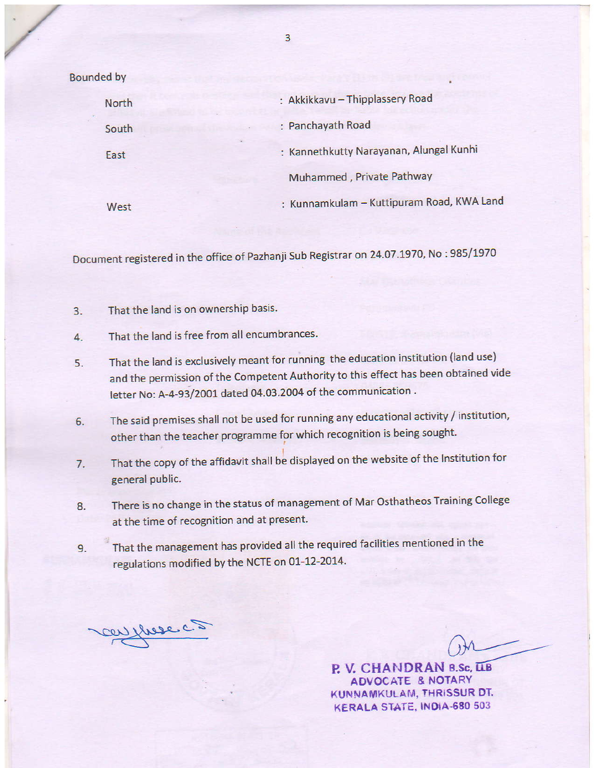Bounded by

| | |
|---|---|
| North | : Akkikkavu – Thipplassery Road |
| South | : Panchayath Road |
| East | : Kannethkutty Narayanan, Alungal Kunhi Muhammed , Private Pathway |
| West | : Kunnamkulam – Kuttipuram Road, KWA Land |

Document registered in the office of Pazhanji Sub Registrar on 24.07.1970, No : 985/1970

3. That the land is on ownership basis.
4. That the land is free from all encumbrances.
5. That the land is exclusively meant for running the education institution (land use) and the permission of the Competent Authority to this effect has been obtained vide letter No: A-4-93/2001 dated 04.03.2004 of the communication .
6. The said premises shall not be used for running any educational activity / institution, other than the teacher programme for which recognition is being sought.
7. That the copy of the affidavit shall be displayed on the website of the Institution for general public.
8. There is no change in the status of management of Mar Osthatheos Training College at the time of recognition and at present.
9. That the management has provided all the required facilities mentioned in the regulations modified by the NCTE on 01-12-2014.

**P. V. CHANDRAN** B.Sc, LLB
ADVOCATE & NOTARY
KUNNAMKULAM, THRISSUR DT.
KERALA STATE, INDIA-680 503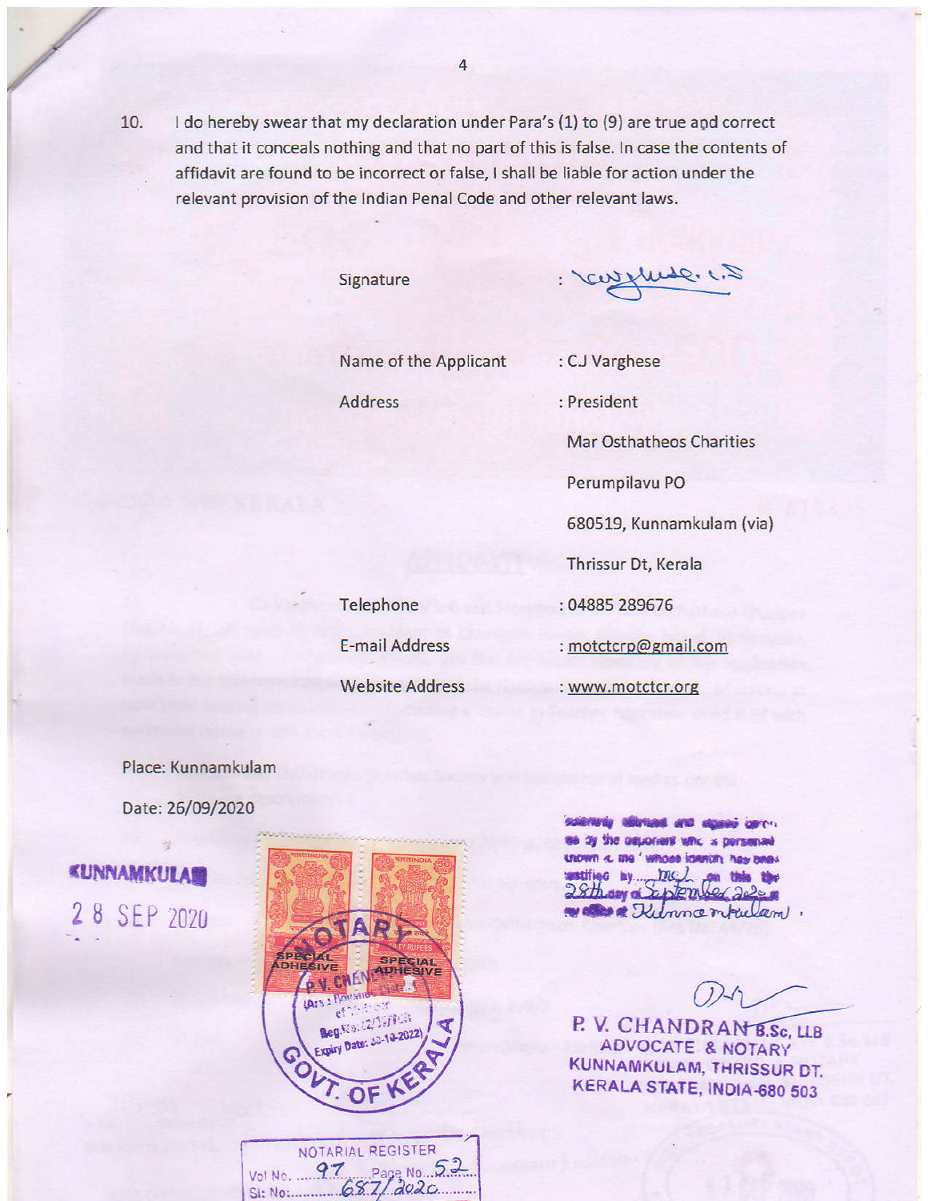10. I do hereby swear that my declaration under Para's (1) to (9) are true and correct and that it conceals nothing and that no part of this is false. In case the contents of affidavit are found to be incorrect or false, I shall be liable for action under the relevant provision of the Indian Penal Code and other relevant laws.

| | |
|---|---|
| Signature | : Varghese. C.J |
| Name of the Applicant | : C.J Varghese |
| Address | : President |
| | Mar Osthatheos Charities |
| | Perumpilavu PO |
| | 680519, Kunnamkulam (via) |
| | Thrissur Dt, Kerala |
| Telephone | : 04885 289676 |
| E-mail Address | : motctcrp@gmail.com |
| Website Address | : www.motctcr.org |

Place: Kunnamkulam

Date: 26/09/2020

KUNNAMKULAM

28 SEP 2020

NOTARY
P.V. CHANDRAN
Area: Kunnamkulam
Reg.No.: 2/3/98
Expiry Date: 30-10-2022
GOVT. OF KERALA

Solemnly affirmed and signed before me by the deponent who is personally known to me / whose identity has been testified by ... me ... on this the 28th day of September 2020 at my office at Kunnamkulam.

P. V. CHANDRAN B.Sc, LLB
ADVOCATE & NOTARY
KUNNAMKULAM, THRISSUR DT.
KERALA STATE, INDIA-680 503

NOTARIAL REGISTER
Vol No. 97 Page No. 52
Sl: No: 687/2020